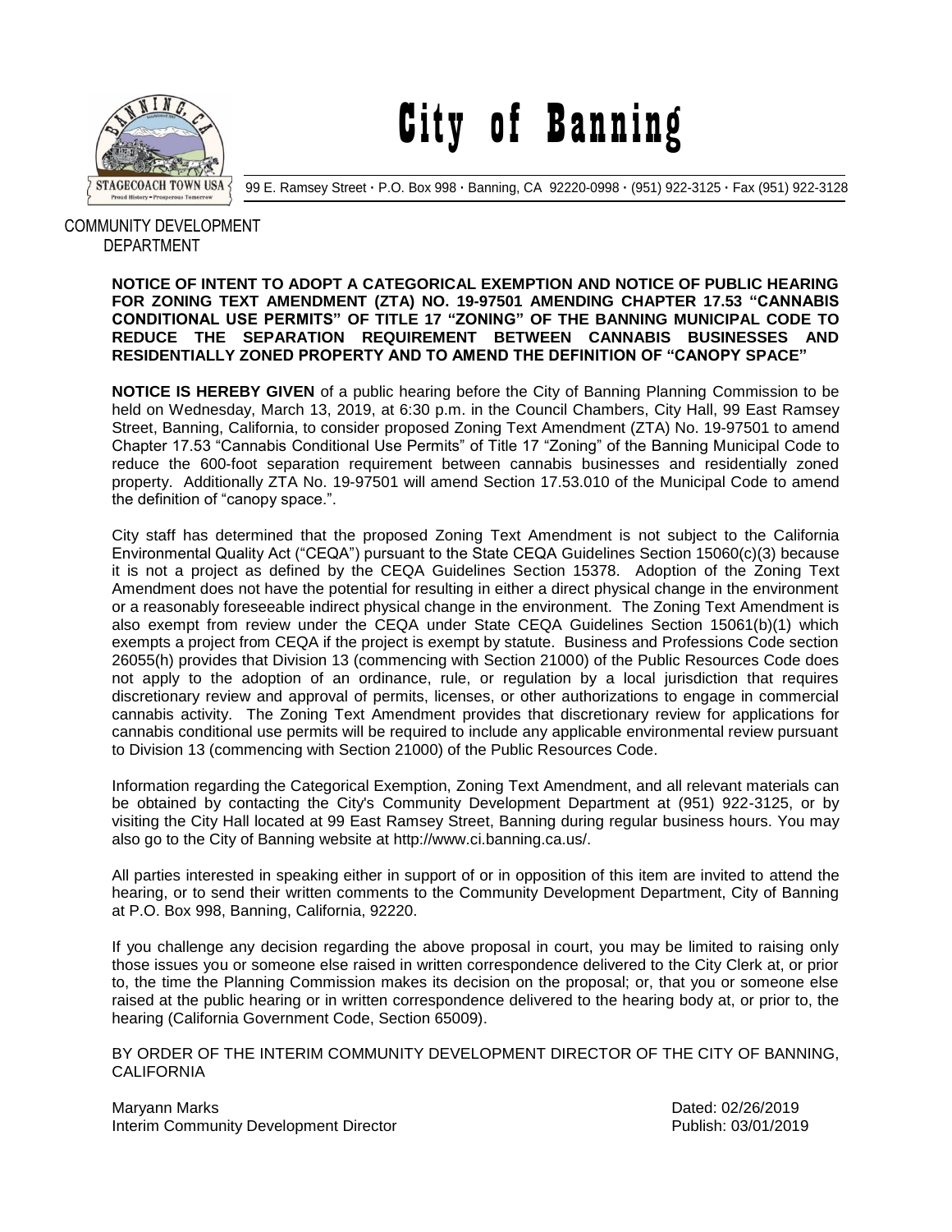# City of Banning

99 E. Ramsey Street · P.O. Box 998 · Banning, CA 92220-0998 · (951) 922-3125 · Fax (951) 922-3128

COMMUNITY DEVELOPMENT DEPARTMENT

**NOTICE OF INTENT TO ADOPT A CATEGORICAL EXEMPTION AND NOTICE OF PUBLIC HEARING FOR ZONING TEXT AMENDMENT (ZTA) NO. 19-97501 AMENDING CHAPTER 17.53 "CANNABIS CONDITIONAL USE PERMITS" OF TITLE 17 "ZONING" OF THE BANNING MUNICIPAL CODE TO REDUCE THE SEPARATION REQUIREMENT BETWEEN CANNABIS BUSINESSES AND RESIDENTIALLY ZONED PROPERTY AND TO AMEND THE DEFINITION OF "CANOPY SPACE"**

**NOTICE IS HEREBY GIVEN** of a public hearing before the City of Banning Planning Commission to be held on Wednesday, March 13, 2019, at 6:30 p.m. in the Council Chambers, City Hall, 99 East Ramsey Street, Banning, California, to consider proposed Zoning Text Amendment (ZTA) No. 19-97501 to amend Chapter 17.53 "Cannabis Conditional Use Permits" of Title 17 "Zoning" of the Banning Municipal Code to reduce the 600-foot separation requirement between cannabis businesses and residentially zoned property. Additionally ZTA No. 19-97501 will amend Section 17.53.010 of the Municipal Code to amend the definition of "canopy space.".

City staff has determined that the proposed Zoning Text Amendment is not subject to the California Environmental Quality Act ("CEQA") pursuant to the State CEQA Guidelines Section 15060(c)(3) because it is not a project as defined by the CEQA Guidelines Section 15378. Adoption of the Zoning Text Amendment does not have the potential for resulting in either a direct physical change in the environment or a reasonably foreseeable indirect physical change in the environment. The Zoning Text Amendment is also exempt from review under the CEQA under State CEQA Guidelines Section 15061(b)(1) which exempts a project from CEQA if the project is exempt by statute. Business and Professions Code section 26055(h) provides that Division 13 (commencing with Section 21000) of the Public Resources Code does not apply to the adoption of an ordinance, rule, or regulation by a local jurisdiction that requires discretionary review and approval of permits, licenses, or other authorizations to engage in commercial cannabis activity. The Zoning Text Amendment provides that discretionary review for applications for cannabis conditional use permits will be required to include any applicable environmental review pursuant to Division 13 (commencing with Section 21000) of the Public Resources Code.

Information regarding the Categorical Exemption, Zoning Text Amendment, and all relevant materials can be obtained by contacting the City's Community Development Department at (951) 922-3125, or by visiting the City Hall located at 99 East Ramsey Street, Banning during regular business hours. You may also go to the City of Banning website at http://www.ci.banning.ca.us/.

All parties interested in speaking either in support of or in opposition of this item are invited to attend the hearing, or to send their written comments to the Community Development Department, City of Banning at P.O. Box 998, Banning, California, 92220.

If you challenge any decision regarding the above proposal in court, you may be limited to raising only those issues you or someone else raised in written correspondence delivered to the City Clerk at, or prior to, the time the Planning Commission makes its decision on the proposal; or, that you or someone else raised at the public hearing or in written correspondence delivered to the hearing body at, or prior to, the hearing (California Government Code, Section 65009).

BY ORDER OF THE INTERIM COMMUNITY DEVELOPMENT DIRECTOR OF THE CITY OF BANNING, CALIFORNIA

Maryann Marks
Interim Community Development Director

Dated: 02/26/2019
Publish: 03/01/2019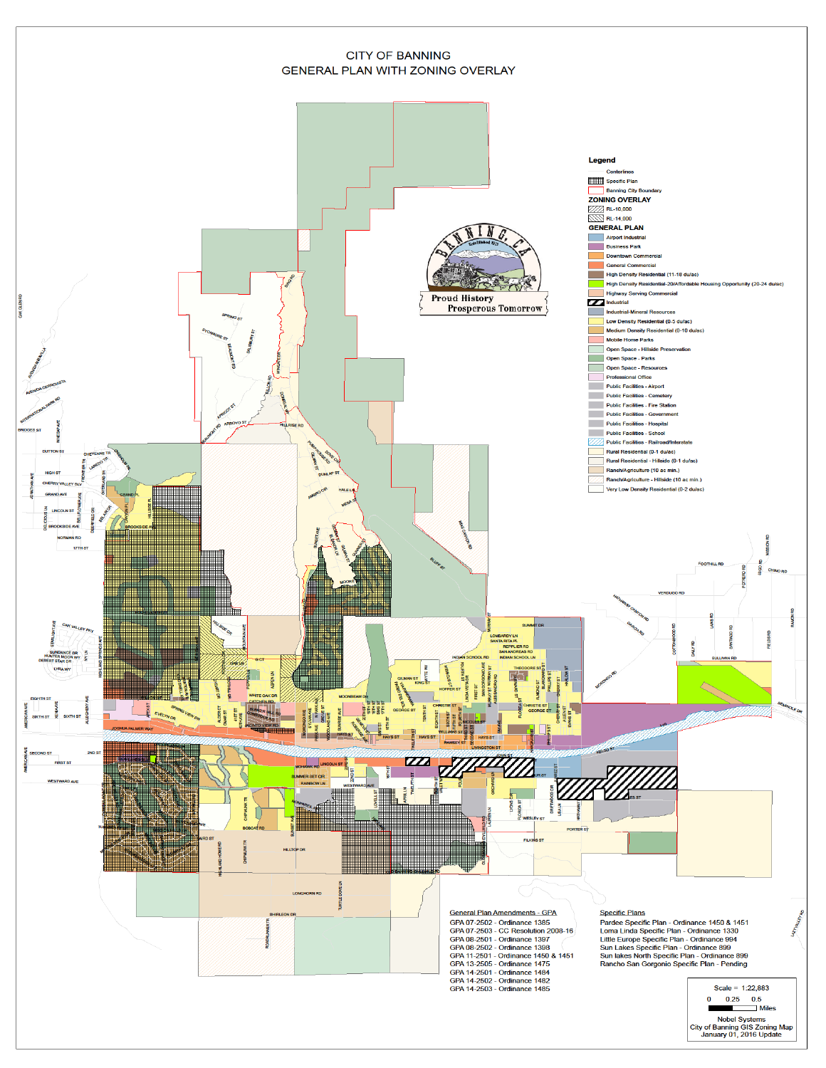# CITY OF BANNING
## GENERAL PLAN WITH ZONING OVERLAY

**Legend**

- Centerlines
- Specific Plan
- Banning City Boundary

**ZONING OVERLAY**

- RL-10,000
- RL-14,000

**GENERAL PLAN**

- Airport Industrial
- Business Park
- Downtown Commercial
- General Commercial
- High Density Residential (11-18 du/ac)
- High Density Residential-20/Affordable Housing Opportunity (20-24 du/ac)
- Highway Serving Commercial
- Industrial
- Industrial-Mineral Resources
- Low Density Residential (0-5 du/ac)
- Medium Density Residential (0-10 du/ac)
- Mobile Home Parks
- Open Space - Hillside Preservation
- Open Space - Parks
- Open Space - Resources
- Professional Office
- Public Facilities - Airport
- Public Facilities - Cemetery
- Public Facilities - Fire Station
- Public Facilities - Government
- Public Facilities - Hospital
- Public Facilities - School
- Public Facilities - Railroad/Interstate
- Rural Residential (0-1 du/ac)
- Rural Residential - Hillside (0-1 du/ac)
- Ranch/Agriculture (10 ac min.)
- Ranch/Agriculture - Hillside (10 ac min.)
- Very Low Density Residential (0-2 du/ac)

BANNING, CA
Established 1913
Proud History
Prosperous Tomorrow

**General Plan Amendments - GPA**

- GPA 07-2502 - Ordinance 1385
- GPA 07-2503 - CC Resolution 2008-16
- GPA 08-2501 - Ordinance 1397
- GPA 08-2502 - Ordinance 1398
- GPA 11-2501 - Ordinance 1450 & 1451
- GPA 13-2505 - Ordinance 1475
- GPA 14-2501 - Ordinance 1484
- GPA 14-2502 - Ordinance 1482
- GPA 14-2503 - Ordinance 1485

**Specific Plans**

- Pardee Specific Plan - Ordinance 1450 & 1451
- Loma Linda Specific Plan - Ordinance 1330
- Little Europe Specific Plan - Ordinance 994
- Sun Lakes Specific Plan - Ordinance 899
- Sun lakes North Specific Plan - Ordinance 899
- Rancho San Gorgonio Specific Plan - Pending

Scale = 1:22,883

0 0.25 0.5 Miles

Nobel Systems
City of Banning GIS Zoning Map
January 01, 2016 Update